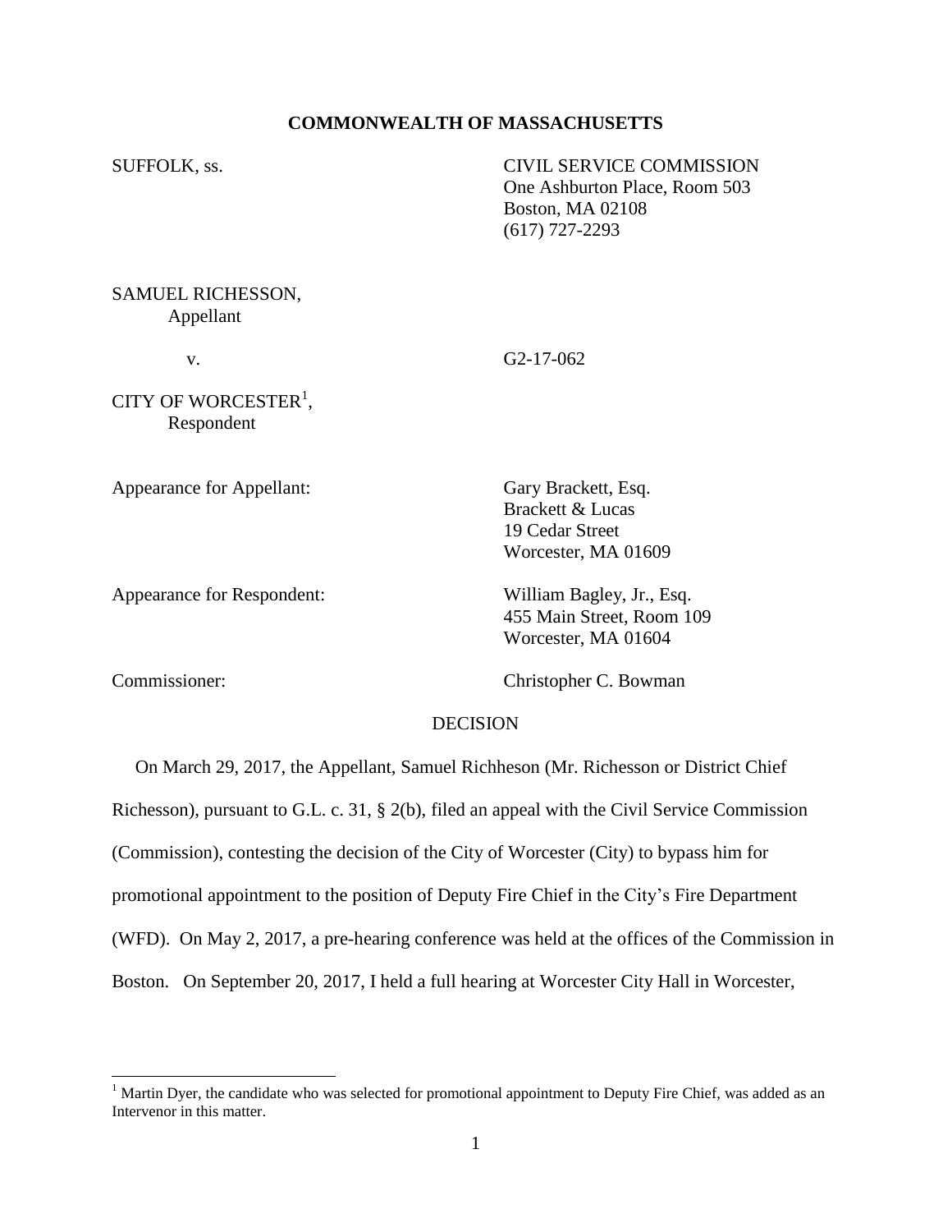**COMMONWEALTH OF MASSACHUSETTS**

SUFFOLK, ss.

CIVIL SERVICE COMMISSION
One Ashburton Place, Room 503
Boston, MA 02108
(617) 727-2293

SAMUEL RICHESSON,
Appellant

v.

G2-17-062

CITY OF WORCESTER[1],
Respondent

Appearance for Appellant:

Gary Brackett, Esq.
Brackett & Lucas
19 Cedar Street
Worcester, MA 01609

Appearance for Respondent:

William Bagley, Jr., Esq.
455 Main Street, Room 109
Worcester, MA 01604

Commissioner:

Christopher C. Bowman

DECISION

On March 29, 2017, the Appellant, Samuel Richheson (Mr. Richesson or District Chief Richesson), pursuant to G.L. c. 31, § 2(b), filed an appeal with the Civil Service Commission (Commission), contesting the decision of the City of Worcester (City) to bypass him for promotional appointment to the position of Deputy Fire Chief in the City's Fire Department (WFD). On May 2, 2017, a pre-hearing conference was held at the offices of the Commission in Boston. On September 20, 2017, I held a full hearing at Worcester City Hall in Worcester,

[1] Martin Dyer, the candidate who was selected for promotional appointment to Deputy Fire Chief, was added as an Intervenor in this matter.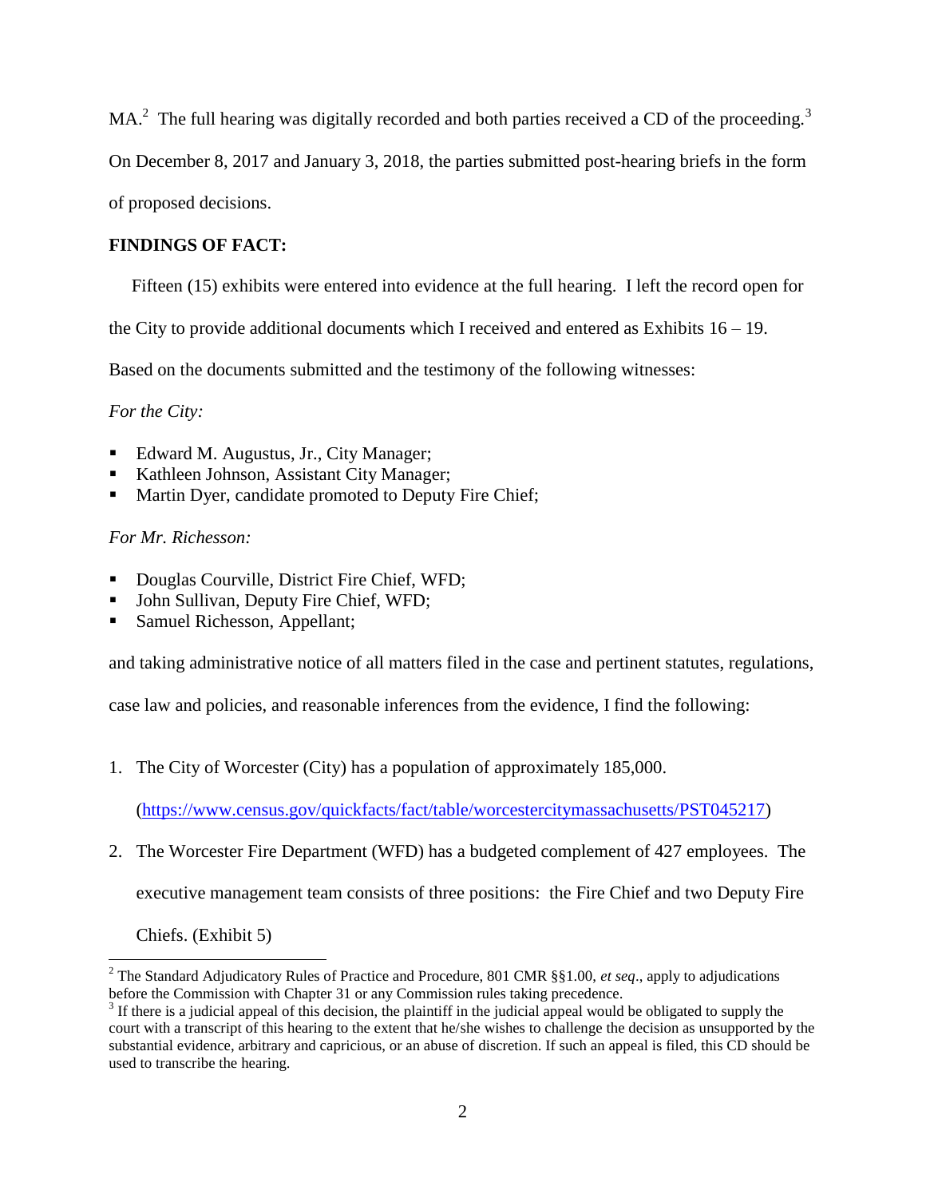MA.[2] The full hearing was digitally recorded and both parties received a CD of the proceeding.[3] On December 8, 2017 and January 3, 2018, the parties submitted post-hearing briefs in the form of proposed decisions.

**FINDINGS OF FACT:**

Fifteen (15) exhibits were entered into evidence at the full hearing. I left the record open for the City to provide additional documents which I received and entered as Exhibits 16 – 19. Based on the documents submitted and the testimony of the following witnesses:

*For the City:*

- Edward M. Augustus, Jr., City Manager;
- Kathleen Johnson, Assistant City Manager;
- Martin Dyer, candidate promoted to Deputy Fire Chief;

*For Mr. Richesson:*

- Douglas Courville, District Fire Chief, WFD;
- John Sullivan, Deputy Fire Chief, WFD;
- Samuel Richesson, Appellant;

and taking administrative notice of all matters filed in the case and pertinent statutes, regulations, case law and policies, and reasonable inferences from the evidence, I find the following:

1. The City of Worcester (City) has a population of approximately 185,000. (https://www.census.gov/quickfacts/fact/table/worcestercitymassachusetts/PST045217)
2. The Worcester Fire Department (WFD) has a budgeted complement of 427 employees. The executive management team consists of three positions: the Fire Chief and two Deputy Fire Chiefs. (Exhibit 5)

---

[2] The Standard Adjudicatory Rules of Practice and Procedure, 801 CMR §§1.00, *et seq*., apply to adjudications before the Commission with Chapter 31 or any Commission rules taking precedence.

[3] If there is a judicial appeal of this decision, the plaintiff in the judicial appeal would be obligated to supply the court with a transcript of this hearing to the extent that he/she wishes to challenge the decision as unsupported by the substantial evidence, arbitrary and capricious, or an abuse of discretion. If such an appeal is filed, this CD should be used to transcribe the hearing.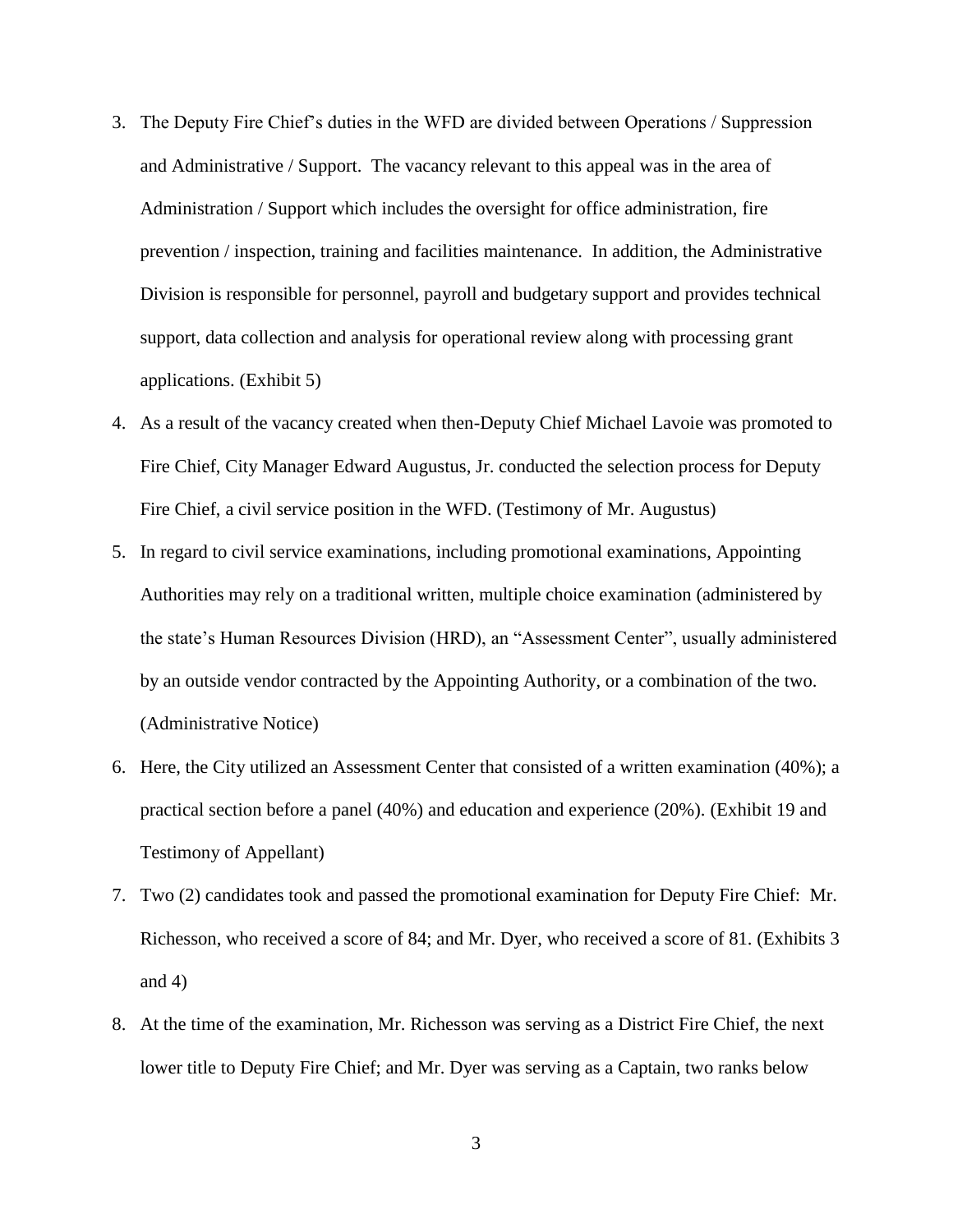3. The Deputy Fire Chief's duties in the WFD are divided between Operations / Suppression and Administrative / Support. The vacancy relevant to this appeal was in the area of Administration / Support which includes the oversight for office administration, fire prevention / inspection, training and facilities maintenance. In addition, the Administrative Division is responsible for personnel, payroll and budgetary support and provides technical support, data collection and analysis for operational review along with processing grant applications. (Exhibit 5)
4. As a result of the vacancy created when then-Deputy Chief Michael Lavoie was promoted to Fire Chief, City Manager Edward Augustus, Jr. conducted the selection process for Deputy Fire Chief, a civil service position in the WFD. (Testimony of Mr. Augustus)
5. In regard to civil service examinations, including promotional examinations, Appointing Authorities may rely on a traditional written, multiple choice examination (administered by the state's Human Resources Division (HRD), an "Assessment Center", usually administered by an outside vendor contracted by the Appointing Authority, or a combination of the two. (Administrative Notice)
6. Here, the City utilized an Assessment Center that consisted of a written examination (40%); a practical section before a panel (40%) and education and experience (20%). (Exhibit 19 and Testimony of Appellant)
7. Two (2) candidates took and passed the promotional examination for Deputy Fire Chief: Mr. Richesson, who received a score of 84; and Mr. Dyer, who received a score of 81. (Exhibits 3 and 4)
8. At the time of the examination, Mr. Richesson was serving as a District Fire Chief, the next lower title to Deputy Fire Chief; and Mr. Dyer was serving as a Captain, two ranks below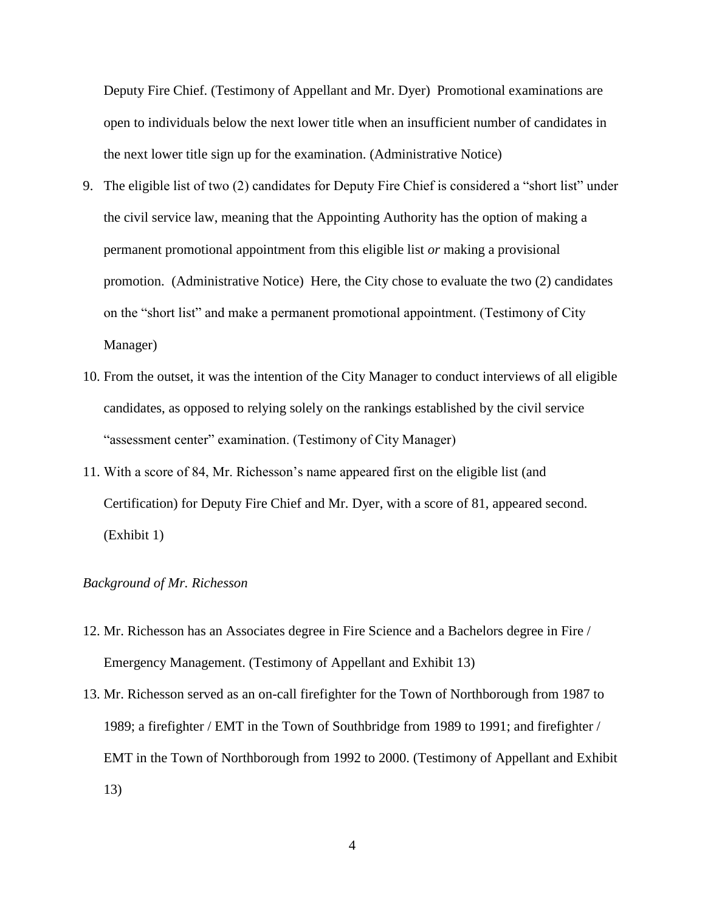Deputy Fire Chief. (Testimony of Appellant and Mr. Dyer) Promotional examinations are open to individuals below the next lower title when an insufficient number of candidates in the next lower title sign up for the examination. (Administrative Notice)

9. The eligible list of two (2) candidates for Deputy Fire Chief is considered a "short list" under the civil service law, meaning that the Appointing Authority has the option of making a permanent promotional appointment from this eligible list *or* making a provisional promotion. (Administrative Notice) Here, the City chose to evaluate the two (2) candidates on the "short list" and make a permanent promotional appointment. (Testimony of City Manager)
10. From the outset, it was the intention of the City Manager to conduct interviews of all eligible candidates, as opposed to relying solely on the rankings established by the civil service "assessment center" examination. (Testimony of City Manager)
11. With a score of 84, Mr. Richesson's name appeared first on the eligible list (and Certification) for Deputy Fire Chief and Mr. Dyer, with a score of 81, appeared second. (Exhibit 1)

*Background of Mr. Richesson*

12. Mr. Richesson has an Associates degree in Fire Science and a Bachelors degree in Fire / Emergency Management. (Testimony of Appellant and Exhibit 13)
13. Mr. Richesson served as an on-call firefighter for the Town of Northborough from 1987 to 1989; a firefighter / EMT in the Town of Southbridge from 1989 to 1991; and firefighter / EMT in the Town of Northborough from 1992 to 2000. (Testimony of Appellant and Exhibit 13)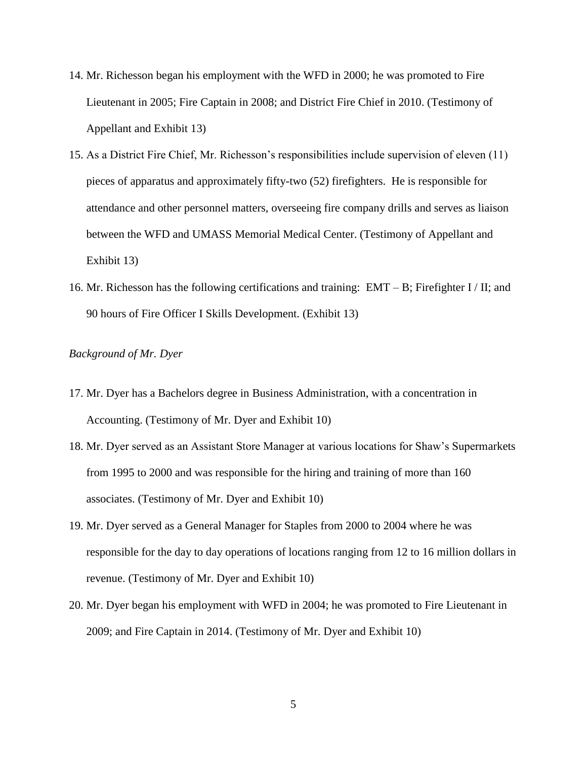14. Mr. Richesson began his employment with the WFD in 2000; he was promoted to Fire Lieutenant in 2005; Fire Captain in 2008; and District Fire Chief in 2010. (Testimony of Appellant and Exhibit 13)

15. As a District Fire Chief, Mr. Richesson's responsibilities include supervision of eleven (11) pieces of apparatus and approximately fifty-two (52) firefighters. He is responsible for attendance and other personnel matters, overseeing fire company drills and serves as liaison between the WFD and UMASS Memorial Medical Center. (Testimony of Appellant and Exhibit 13)

16. Mr. Richesson has the following certifications and training: EMT – B; Firefighter I / II; and 90 hours of Fire Officer I Skills Development. (Exhibit 13)

*Background of Mr. Dyer*

17. Mr. Dyer has a Bachelors degree in Business Administration, with a concentration in Accounting. (Testimony of Mr. Dyer and Exhibit 10)

18. Mr. Dyer served as an Assistant Store Manager at various locations for Shaw's Supermarkets from 1995 to 2000 and was responsible for the hiring and training of more than 160 associates. (Testimony of Mr. Dyer and Exhibit 10)

19. Mr. Dyer served as a General Manager for Staples from 2000 to 2004 where he was responsible for the day to day operations of locations ranging from 12 to 16 million dollars in revenue. (Testimony of Mr. Dyer and Exhibit 10)

20. Mr. Dyer began his employment with WFD in 2004; he was promoted to Fire Lieutenant in 2009; and Fire Captain in 2014. (Testimony of Mr. Dyer and Exhibit 10)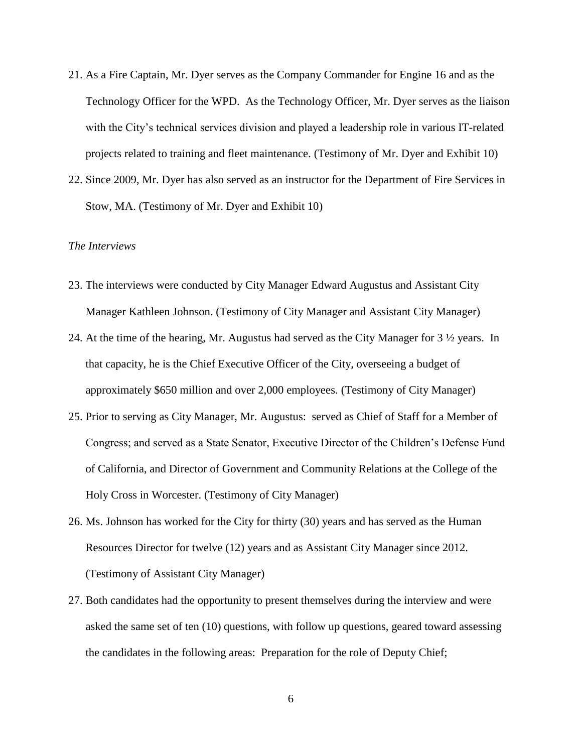21. As a Fire Captain, Mr. Dyer serves as the Company Commander for Engine 16 and as the Technology Officer for the WPD. As the Technology Officer, Mr. Dyer serves as the liaison with the City's technical services division and played a leadership role in various IT-related projects related to training and fleet maintenance. (Testimony of Mr. Dyer and Exhibit 10)
22. Since 2009, Mr. Dyer has also served as an instructor for the Department of Fire Services in Stow, MA. (Testimony of Mr. Dyer and Exhibit 10)

*The Interviews*

23. The interviews were conducted by City Manager Edward Augustus and Assistant City Manager Kathleen Johnson. (Testimony of City Manager and Assistant City Manager)
24. At the time of the hearing, Mr. Augustus had served as the City Manager for 3 ½ years. In that capacity, he is the Chief Executive Officer of the City, overseeing a budget of approximately $650 million and over 2,000 employees. (Testimony of City Manager)
25. Prior to serving as City Manager, Mr. Augustus: served as Chief of Staff for a Member of Congress; and served as a State Senator, Executive Director of the Children's Defense Fund of California, and Director of Government and Community Relations at the College of the Holy Cross in Worcester. (Testimony of City Manager)
26. Ms. Johnson has worked for the City for thirty (30) years and has served as the Human Resources Director for twelve (12) years and as Assistant City Manager since 2012. (Testimony of Assistant City Manager)
27. Both candidates had the opportunity to present themselves during the interview and were asked the same set of ten (10) questions, with follow up questions, geared toward assessing the candidates in the following areas: Preparation for the role of Deputy Chief;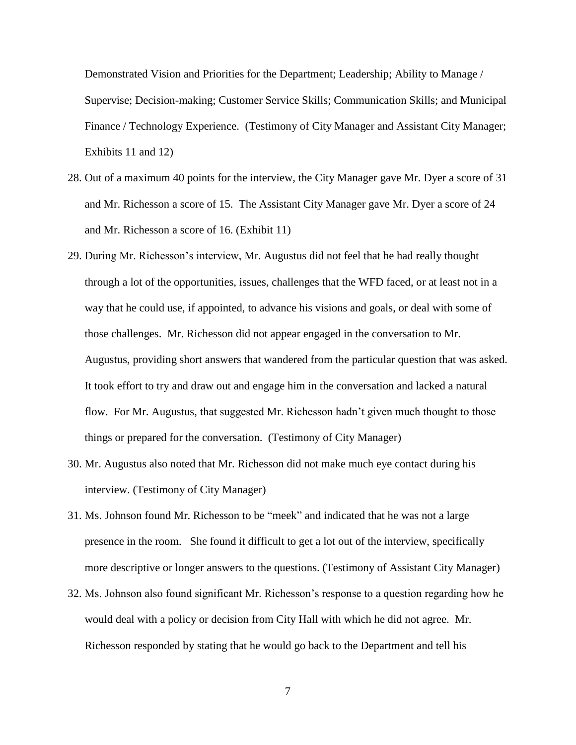Demonstrated Vision and Priorities for the Department; Leadership; Ability to Manage / Supervise; Decision-making; Customer Service Skills; Communication Skills; and Municipal Finance / Technology Experience. (Testimony of City Manager and Assistant City Manager; Exhibits 11 and 12)

28. Out of a maximum 40 points for the interview, the City Manager gave Mr. Dyer a score of 31 and Mr. Richesson a score of 15. The Assistant City Manager gave Mr. Dyer a score of 24 and Mr. Richesson a score of 16. (Exhibit 11)

29. During Mr. Richesson's interview, Mr. Augustus did not feel that he had really thought through a lot of the opportunities, issues, challenges that the WFD faced, or at least not in a way that he could use, if appointed, to advance his visions and goals, or deal with some of those challenges. Mr. Richesson did not appear engaged in the conversation to Mr. Augustus, providing short answers that wandered from the particular question that was asked. It took effort to try and draw out and engage him in the conversation and lacked a natural flow. For Mr. Augustus, that suggested Mr. Richesson hadn't given much thought to those things or prepared for the conversation. (Testimony of City Manager)

30. Mr. Augustus also noted that Mr. Richesson did not make much eye contact during his interview. (Testimony of City Manager)

31. Ms. Johnson found Mr. Richesson to be "meek" and indicated that he was not a large presence in the room. She found it difficult to get a lot out of the interview, specifically more descriptive or longer answers to the questions. (Testimony of Assistant City Manager)

32. Ms. Johnson also found significant Mr. Richesson's response to a question regarding how he would deal with a policy or decision from City Hall with which he did not agree. Mr. Richesson responded by stating that he would go back to the Department and tell his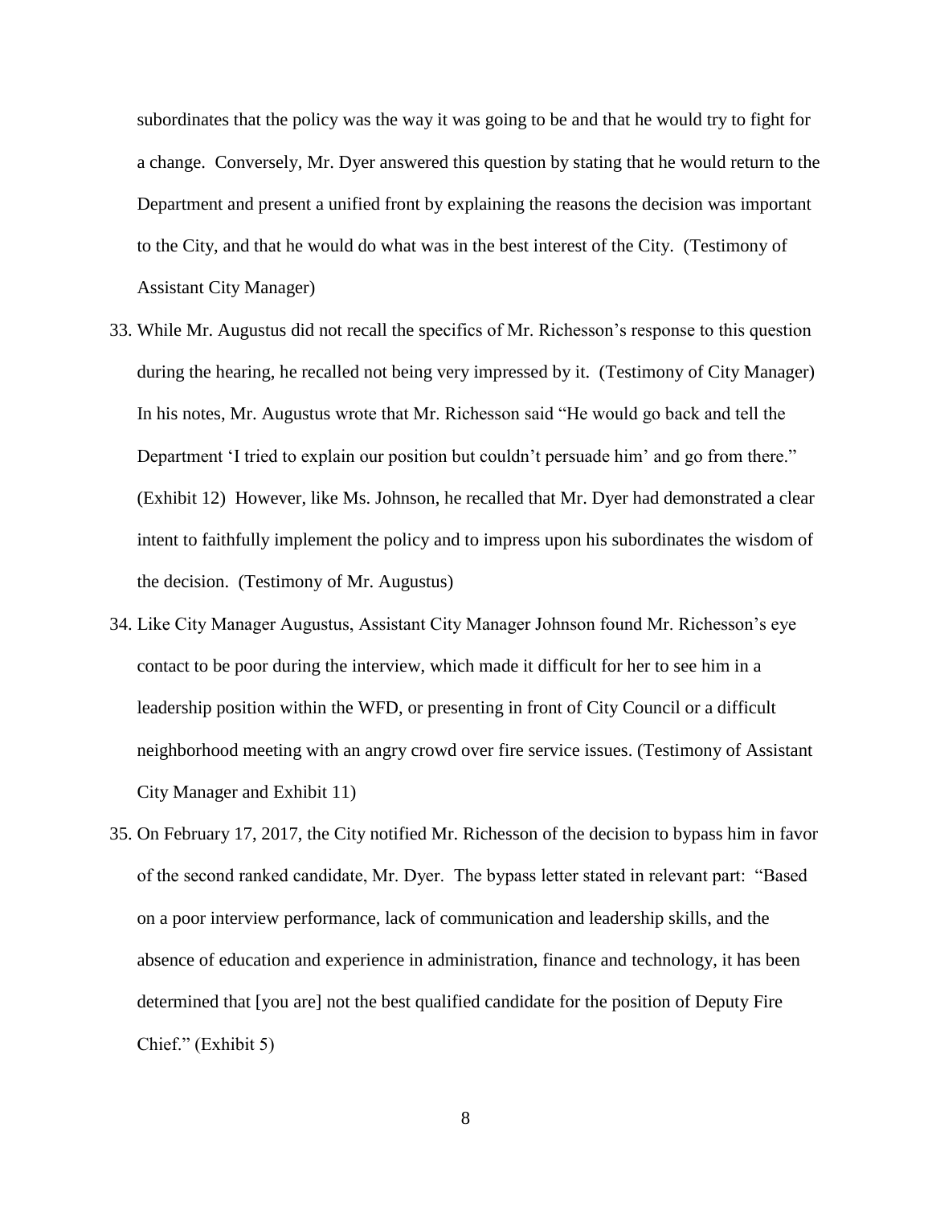subordinates that the policy was the way it was going to be and that he would try to fight for a change. Conversely, Mr. Dyer answered this question by stating that he would return to the Department and present a unified front by explaining the reasons the decision was important to the City, and that he would do what was in the best interest of the City. (Testimony of Assistant City Manager)

33. While Mr. Augustus did not recall the specifics of Mr. Richesson's response to this question during the hearing, he recalled not being very impressed by it. (Testimony of City Manager) In his notes, Mr. Augustus wrote that Mr. Richesson said "He would go back and tell the Department 'I tried to explain our position but couldn't persuade him' and go from there." (Exhibit 12) However, like Ms. Johnson, he recalled that Mr. Dyer had demonstrated a clear intent to faithfully implement the policy and to impress upon his subordinates the wisdom of the decision. (Testimony of Mr. Augustus)

34. Like City Manager Augustus, Assistant City Manager Johnson found Mr. Richesson's eye contact to be poor during the interview, which made it difficult for her to see him in a leadership position within the WFD, or presenting in front of City Council or a difficult neighborhood meeting with an angry crowd over fire service issues. (Testimony of Assistant City Manager and Exhibit 11)

35. On February 17, 2017, the City notified Mr. Richesson of the decision to bypass him in favor of the second ranked candidate, Mr. Dyer. The bypass letter stated in relevant part: "Based on a poor interview performance, lack of communication and leadership skills, and the absence of education and experience in administration, finance and technology, it has been determined that [you are] not the best qualified candidate for the position of Deputy Fire Chief." (Exhibit 5)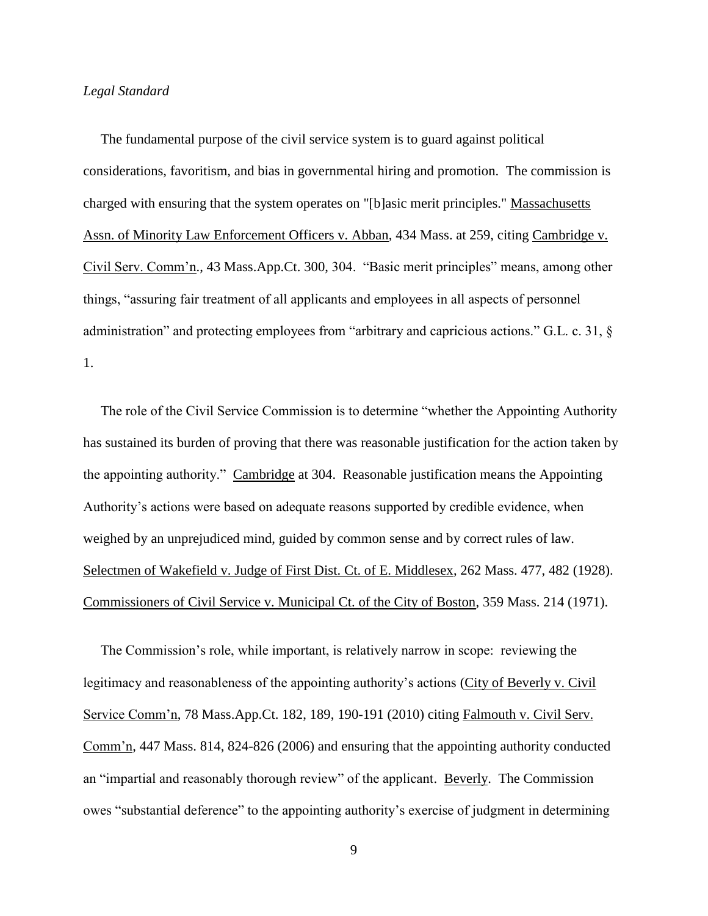*Legal Standard*

The fundamental purpose of the civil service system is to guard against political considerations, favoritism, and bias in governmental hiring and promotion. The commission is charged with ensuring that the system operates on "[b]asic merit principles." Massachusetts Assn. of Minority Law Enforcement Officers v. Abban, 434 Mass. at 259, citing Cambridge v. Civil Serv. Comm'n., 43 Mass.App.Ct. 300, 304. "Basic merit principles" means, among other things, "assuring fair treatment of all applicants and employees in all aspects of personnel administration" and protecting employees from "arbitrary and capricious actions." G.L. c. 31, § 1.

The role of the Civil Service Commission is to determine "whether the Appointing Authority has sustained its burden of proving that there was reasonable justification for the action taken by the appointing authority." Cambridge at 304. Reasonable justification means the Appointing Authority's actions were based on adequate reasons supported by credible evidence, when weighed by an unprejudiced mind, guided by common sense and by correct rules of law. Selectmen of Wakefield v. Judge of First Dist. Ct. of E. Middlesex, 262 Mass. 477, 482 (1928). Commissioners of Civil Service v. Municipal Ct. of the City of Boston, 359 Mass. 214 (1971).

The Commission's role, while important, is relatively narrow in scope: reviewing the legitimacy and reasonableness of the appointing authority's actions (City of Beverly v. Civil Service Comm'n, 78 Mass.App.Ct. 182, 189, 190-191 (2010) citing Falmouth v. Civil Serv. Comm'n, 447 Mass. 814, 824-826 (2006) and ensuring that the appointing authority conducted an "impartial and reasonably thorough review" of the applicant. Beverly. The Commission owes "substantial deference" to the appointing authority's exercise of judgment in determining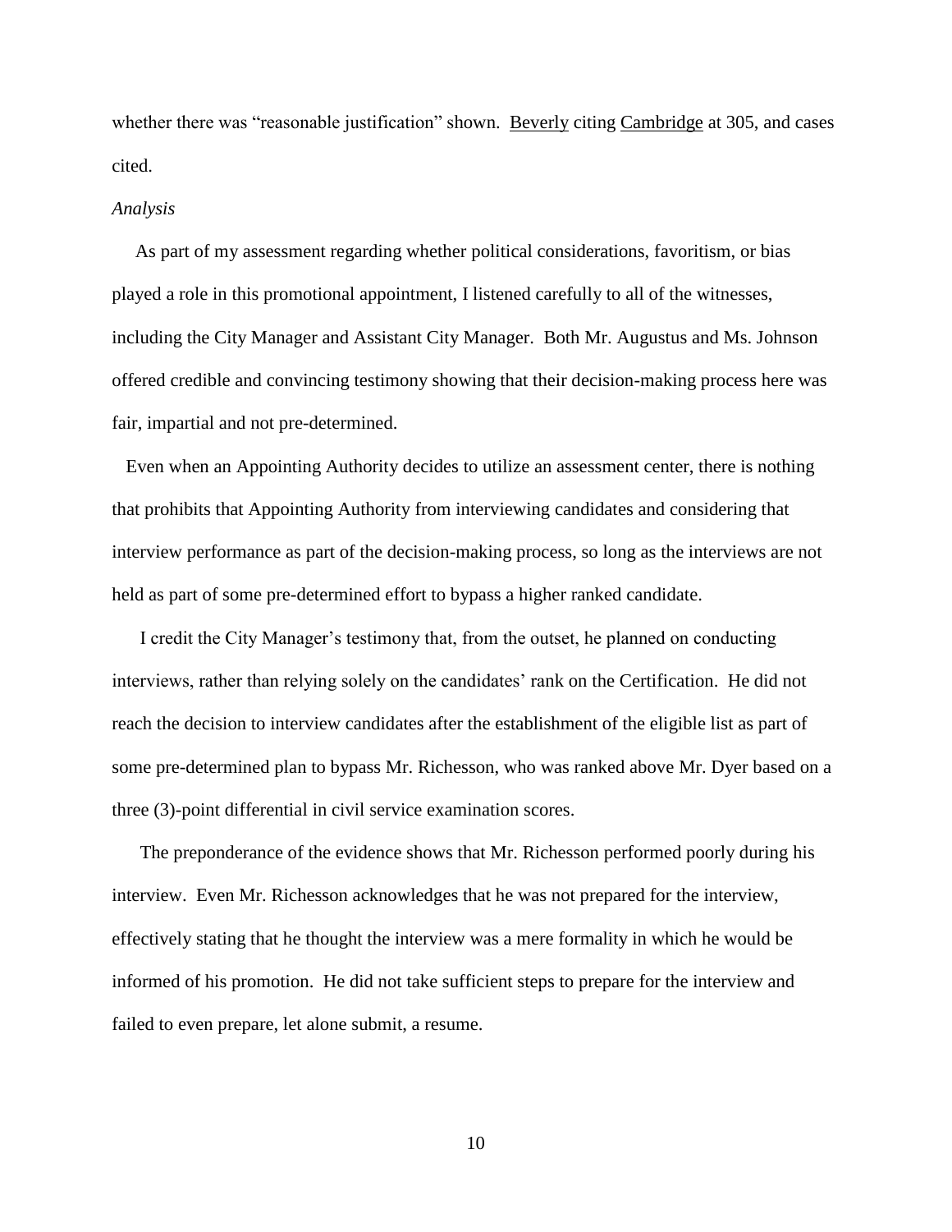whether there was "reasonable justification" shown. Beverly citing Cambridge at 305, and cases cited.

*Analysis*

As part of my assessment regarding whether political considerations, favoritism, or bias played a role in this promotional appointment, I listened carefully to all of the witnesses, including the City Manager and Assistant City Manager. Both Mr. Augustus and Ms. Johnson offered credible and convincing testimony showing that their decision-making process here was fair, impartial and not pre-determined.

Even when an Appointing Authority decides to utilize an assessment center, there is nothing that prohibits that Appointing Authority from interviewing candidates and considering that interview performance as part of the decision-making process, so long as the interviews are not held as part of some pre-determined effort to bypass a higher ranked candidate.

I credit the City Manager's testimony that, from the outset, he planned on conducting interviews, rather than relying solely on the candidates' rank on the Certification. He did not reach the decision to interview candidates after the establishment of the eligible list as part of some pre-determined plan to bypass Mr. Richesson, who was ranked above Mr. Dyer based on a three (3)-point differential in civil service examination scores.

The preponderance of the evidence shows that Mr. Richesson performed poorly during his interview. Even Mr. Richesson acknowledges that he was not prepared for the interview, effectively stating that he thought the interview was a mere formality in which he would be informed of his promotion. He did not take sufficient steps to prepare for the interview and failed to even prepare, let alone submit, a resume.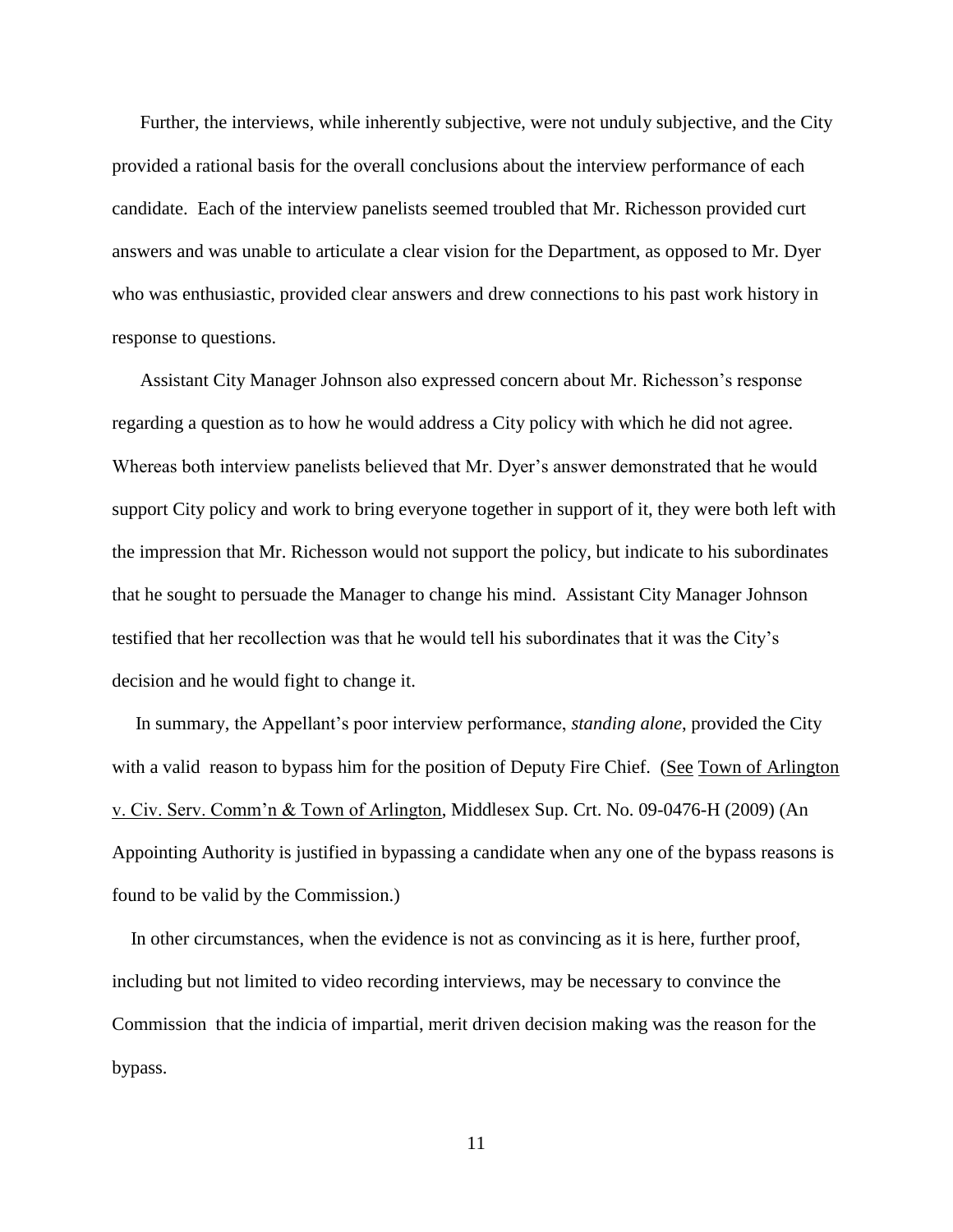Further, the interviews, while inherently subjective, were not unduly subjective, and the City provided a rational basis for the overall conclusions about the interview performance of each candidate. Each of the interview panelists seemed troubled that Mr. Richesson provided curt answers and was unable to articulate a clear vision for the Department, as opposed to Mr. Dyer who was enthusiastic, provided clear answers and drew connections to his past work history in response to questions.

Assistant City Manager Johnson also expressed concern about Mr. Richesson's response regarding a question as to how he would address a City policy with which he did not agree. Whereas both interview panelists believed that Mr. Dyer's answer demonstrated that he would support City policy and work to bring everyone together in support of it, they were both left with the impression that Mr. Richesson would not support the policy, but indicate to his subordinates that he sought to persuade the Manager to change his mind. Assistant City Manager Johnson testified that her recollection was that he would tell his subordinates that it was the City's decision and he would fight to change it.

In summary, the Appellant's poor interview performance, *standing alone*, provided the City with a valid reason to bypass him for the position of Deputy Fire Chief. (See Town of Arlington v. Civ. Serv. Comm'n & Town of Arlington, Middlesex Sup. Crt. No. 09-0476-H (2009) (An Appointing Authority is justified in bypassing a candidate when any one of the bypass reasons is found to be valid by the Commission.)

In other circumstances, when the evidence is not as convincing as it is here, further proof, including but not limited to video recording interviews, may be necessary to convince the Commission that the indicia of impartial, merit driven decision making was the reason for the bypass.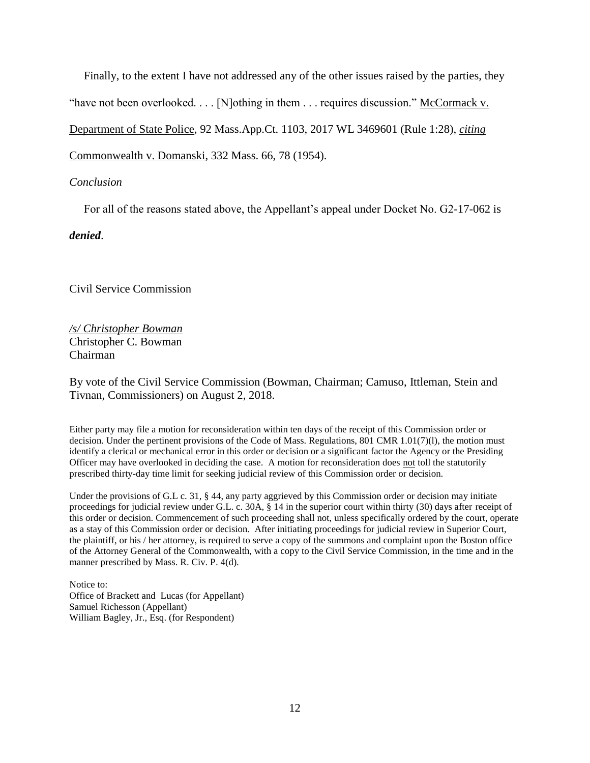Finally, to the extent I have not addressed any of the other issues raised by the parties, they "have not been overlooked. . . . [N]othing in them . . . requires discussion." McCormack v. Department of State Police, 92 Mass.App.Ct. 1103, 2017 WL 3469601 (Rule 1:28), *citing* Commonwealth v. Domanski, 332 Mass. 66, 78 (1954).

*Conclusion*

For all of the reasons stated above, the Appellant's appeal under Docket No. G2-17-062 is ***denied***.

Civil Service Commission

*/s/ Christopher Bowman*
Christopher C. Bowman
Chairman

By vote of the Civil Service Commission (Bowman, Chairman; Camuso, Ittleman, Stein and Tivnan, Commissioners) on August 2, 2018.

Either party may file a motion for reconsideration within ten days of the receipt of this Commission order or decision. Under the pertinent provisions of the Code of Mass. Regulations, 801 CMR 1.01(7)(l), the motion must identify a clerical or mechanical error in this order or decision or a significant factor the Agency or the Presiding Officer may have overlooked in deciding the case. A motion for reconsideration does not toll the statutorily prescribed thirty-day time limit for seeking judicial review of this Commission order or decision.

Under the provisions of G.L c. 31, § 44, any party aggrieved by this Commission order or decision may initiate proceedings for judicial review under G.L. c. 30A, § 14 in the superior court within thirty (30) days after receipt of this order or decision. Commencement of such proceeding shall not, unless specifically ordered by the court, operate as a stay of this Commission order or decision. After initiating proceedings for judicial review in Superior Court, the plaintiff, or his / her attorney, is required to serve a copy of the summons and complaint upon the Boston office of the Attorney General of the Commonwealth, with a copy to the Civil Service Commission, in the time and in the manner prescribed by Mass. R. Civ. P. 4(d).

Notice to:
Office of Brackett and Lucas (for Appellant)
Samuel Richesson (Appellant)
William Bagley, Jr., Esq. (for Respondent)